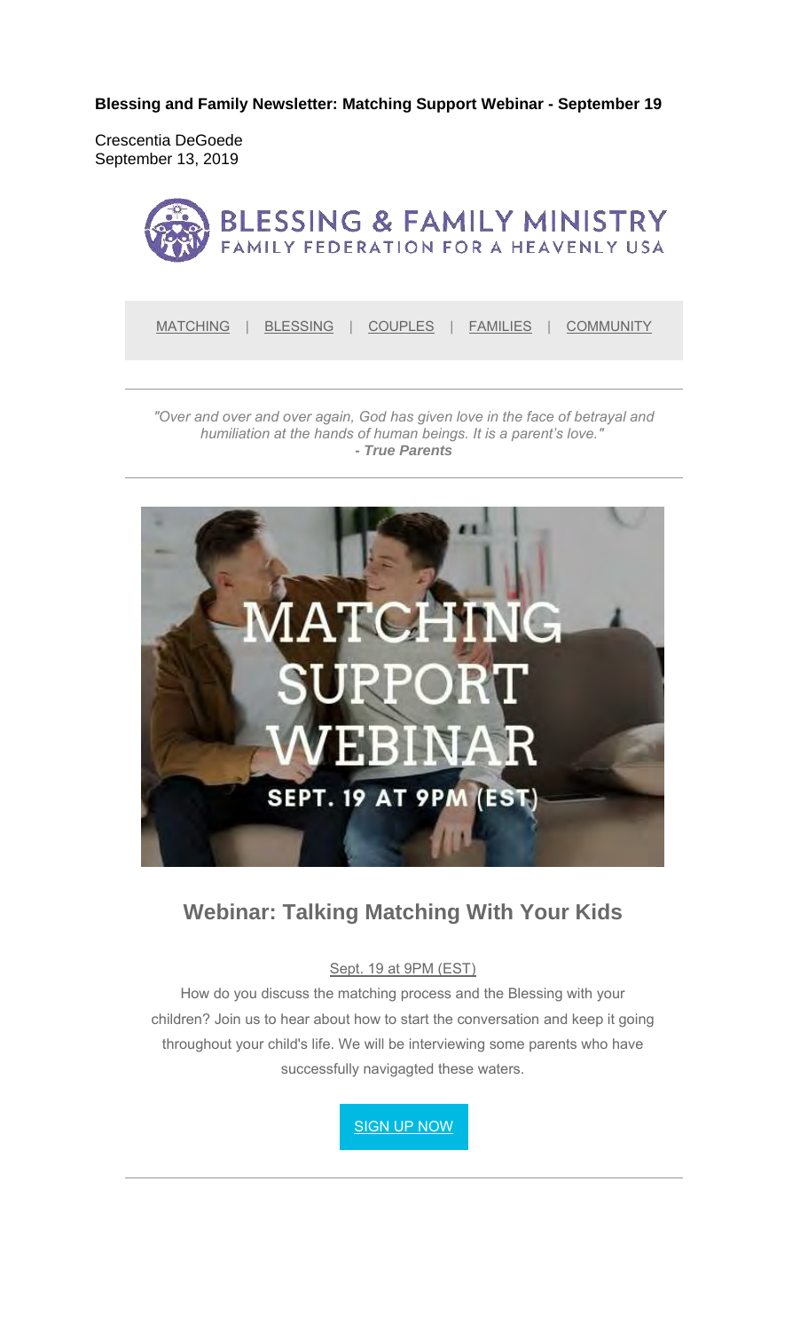**Blessing and Family Newsletter: Matching Support Webinar - September 19**

Crescentia DeGoede
September 13, 2019

BLESSING & FAMILY MINISTRY
FAMILY FEDERATION FOR A HEAVENLY USA

MATCHING | BLESSING | COUPLES | FAMILIES | COMMUNITY

---

*"Over and over and over again, God has given love in the face of betrayal and humiliation at the hands of human beings. It is a parent's love."*
***- True Parents***

---

MATCHING SUPPORT WEBINAR
SEPT. 19 AT 9PM (EST)

## Webinar: Talking Matching With Your Kids

Sept. 19 at 9PM (EST)

How do you discuss the matching process and the Blessing with your children? Join us to hear about how to start the conversation and keep it going throughout your child's life. We will be interviewing some parents who have successfully navigagted these waters.

SIGN UP NOW

---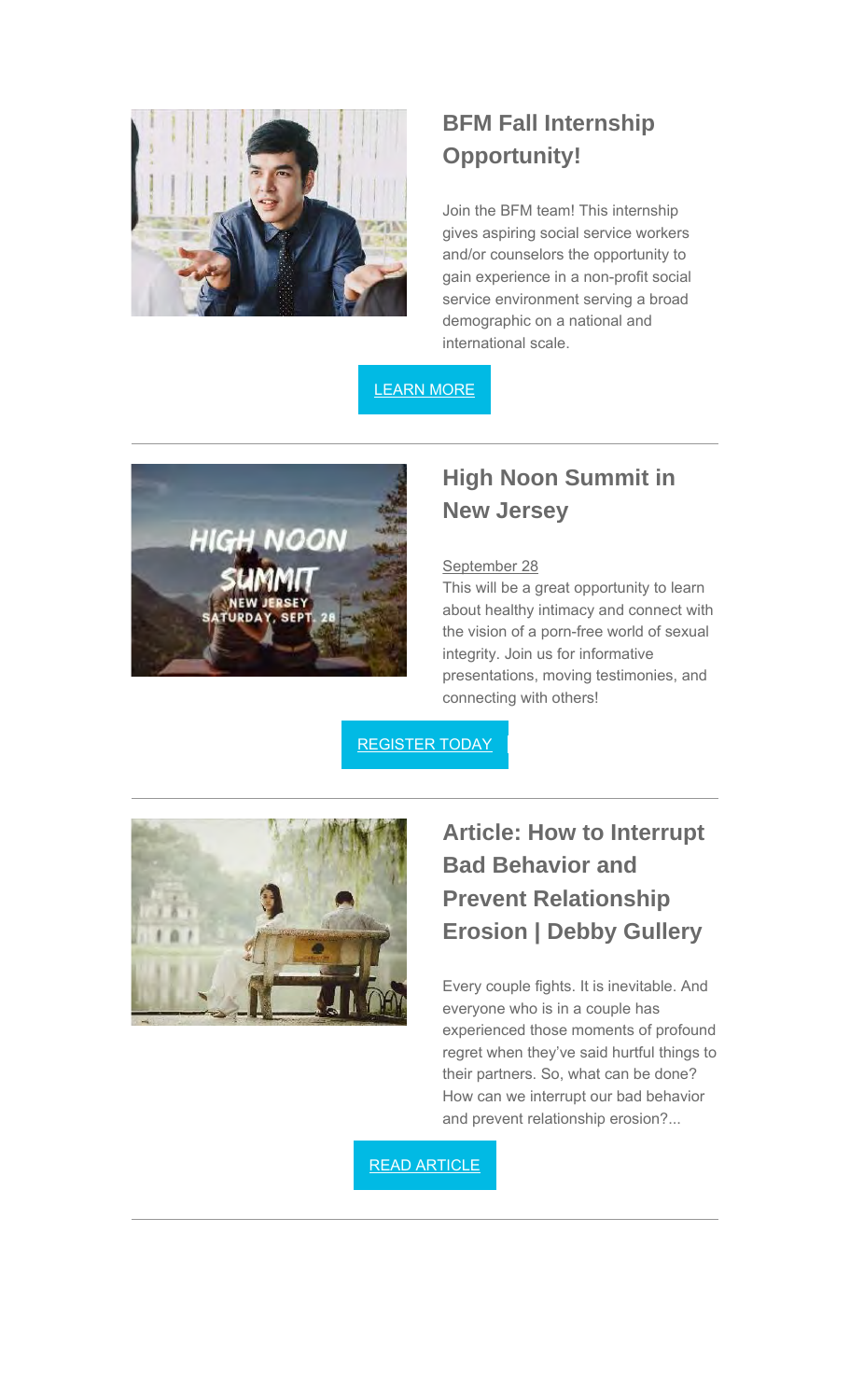## BFM Fall Internship Opportunity!

Join the BFM team! This internship gives aspiring social service workers and/or counselors the opportunity to gain experience in a non-profit social service environment serving a broad demographic on a national and international scale.

LEARN MORE

---

## High Noon Summit in New Jersey

September 28

This will be a great opportunity to learn about healthy intimacy and connect with the vision of a porn-free world of sexual integrity. Join us for informative presentations, moving testimonies, and connecting with others!

REGISTER TODAY

---

## Article: How to Interrupt Bad Behavior and Prevent Relationship Erosion | Debby Gullery

Every couple fights. It is inevitable. And everyone who is in a couple has experienced those moments of profound regret when they've said hurtful things to their partners. So, what can be done? How can we interrupt our bad behavior and prevent relationship erosion?...

READ ARTICLE

---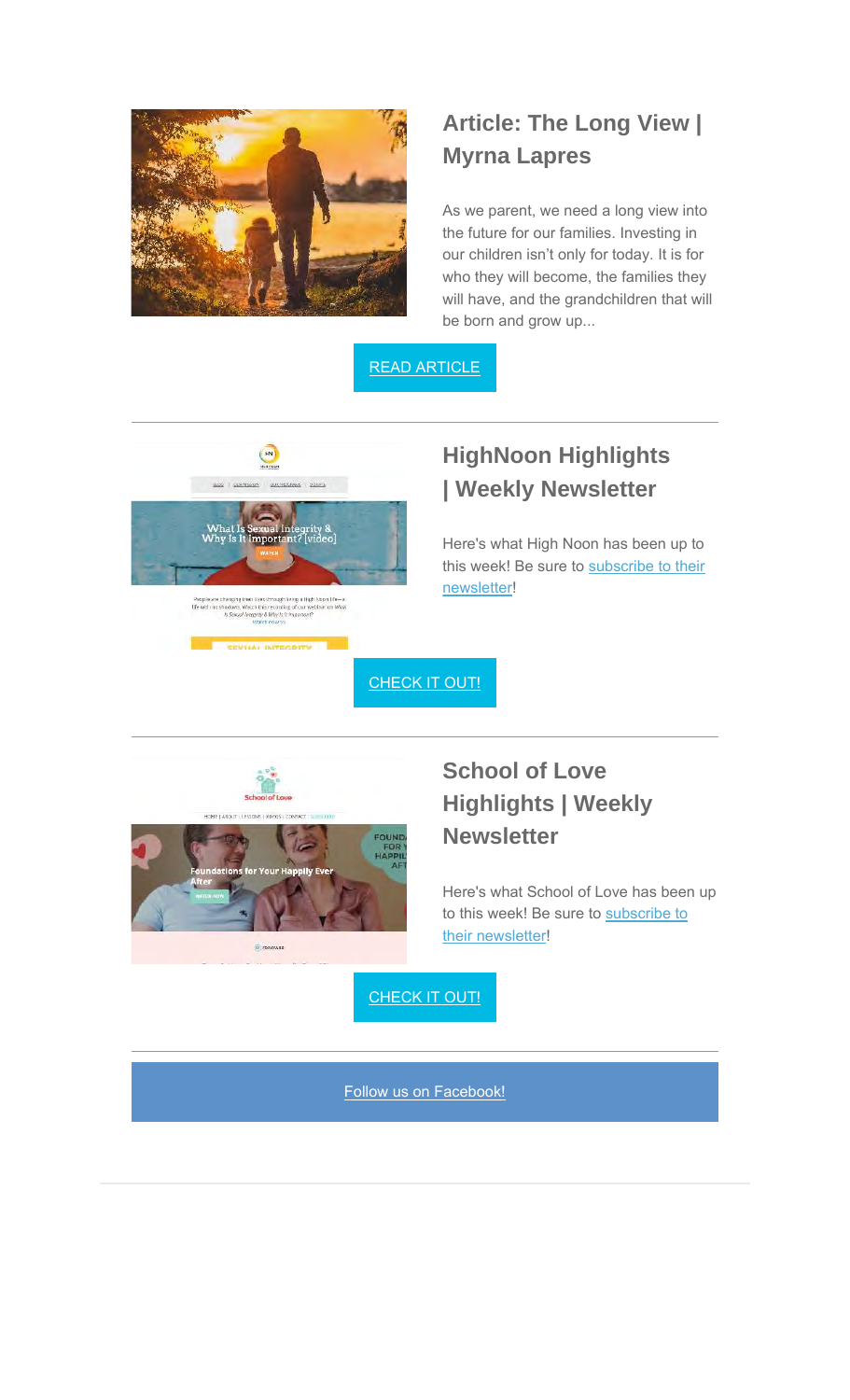## Article: The Long View | Myrna Lapres

As we parent, we need a long view into the future for our families. Investing in our children isn't only for today. It is for who they will become, the families they will have, and the grandchildren that will be born and grow up...

READ ARTICLE

---

## HighNoon Highlights | Weekly Newsletter

Here's what High Noon has been up to this week! Be sure to subscribe to their newsletter!

CHECK IT OUT!

---

## School of Love Highlights | Weekly Newsletter

Here's what School of Love has been up to this week! Be sure to subscribe to their newsletter!

CHECK IT OUT!

---

Follow us on Facebook!